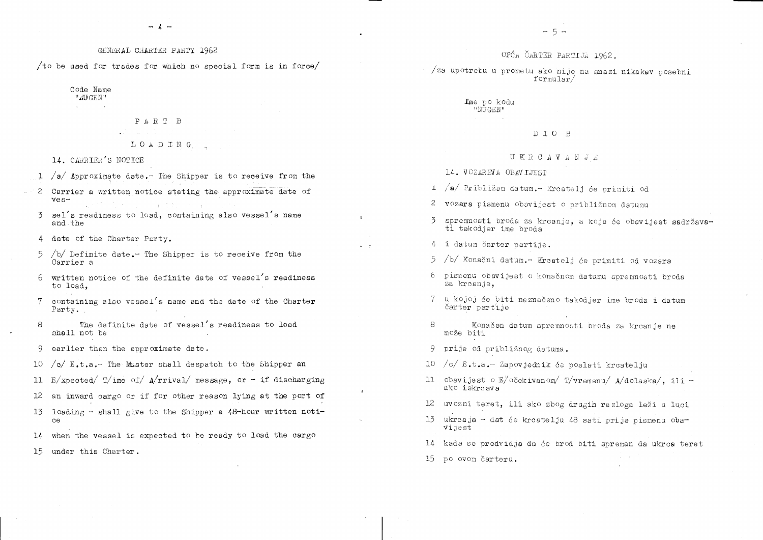# GENERAL CHARTER PARTY 1962

/to be used for trades for which no special form is in force/

Code Name
"NUGEN"

## PART B

### LOADING

14. CARRIER'S NOTICE

1 /a/ Approximate date.- The Shipper is to receive from the
2 Carrier a written notice stating the approximate date of ves-
3 sel's readiness to load, containing also vessel's name and the
4 date of the Charter Party.
5 /b/ Definite date.- The Shipper is to receive from the Carrier a
6 written notice of the definite date of vessel's readiness to load,
7 containing also vessel's name and the date of the Charter Party.
8 The definite date of vessel's readiness to load shall not be
9 earlier than the approximate date.
10 /c/ E.t.a.- The Master shall despatch to the Shipper an
11 E/xpected/ T/ime of/ A/rrival/ message, or - if discharging
12 an inward cargo or if for other reason lying at the port of
13 loading - shall give to the Shipper a 48-hour written notice
14 when the vessel is expected to be ready to load the cargo
15 under this Charter.

# OPĆA ČARTER PARTIJA 1962.

/za upotrebu u prometu ako nije na snazi nikakav posebni formular/

Ime po kodu
"NUGEN"

## DIO B

### UKRCAVANJE

14. VOZAREVA OBAVIJEST

1 /a/ Približan datum.- Krcatelj će primiti od
2 vozara pismenu obavijest o približnom datumu
3 spremnosti broda za krcanje, a koja će obavijest sadržavati također ime broda
4 i datum čarter partije.
5 /b/ Konačni datum.- Krcatelj će primiti od vozara
6 pismenu obavijest o konačnom datumu spremnosti broda za krcanje,
7 u kojoj će biti naznačeno također ime broda i datum čarter partije
8 Konačan datum spremnosti broda za krcanje ne može biti
9 prije od približnog datuma.
10 /c/ E.t.a.- Zapovjednik će poslati krcatelju
11 obavijest o E/očekivanom/ T/vremenu/ A/dolaska/, ili - ako iskrcava
12 uvozni teret, ili ako zbog drugih razloga leži u luci
13 ukrcaja - dat će krcatelju 48 sati prije pismenu obavijest
14 kada se predviđa da će brod biti spreman da ukrca teret
15 po ovom čarteru.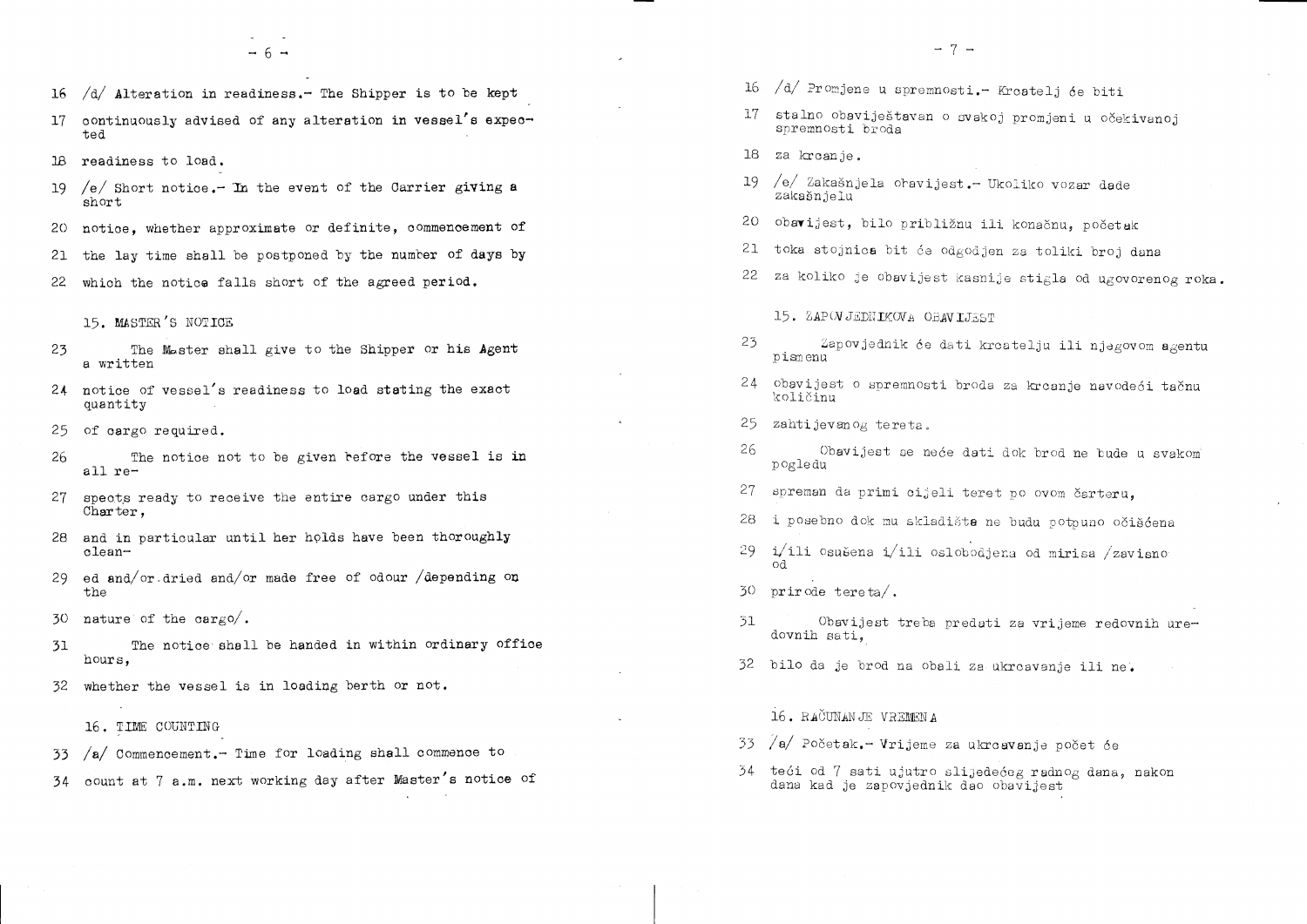16 /d/ Alteration in readiness.- The Shipper is to be kept

17 continuously advised of any alteration in vessel's expected

18 readiness to load.

19 /e/ Short notice.- In the event of the Carrier giving a short

20 notice, whether approximate or definite, commencement of

21 the lay time shall be postponed by the number of days by

22 which the notice falls short of the agreed period.

15. MASTER'S NOTICE

23 The Master shall give to the Shipper or his Agent a written

24 notice of vessel's readiness to load stating the exact quantity

25 of cargo required.

26 The notice not to be given before the vessel is in all re-

27 spects ready to receive the entire cargo under this Charter,

28 and in particular until her holds have been thoroughly clean-

29 ed and/or dried and/or made free of odour /depending on the

30 nature of the cargo/.

31 The notice shall be handed in within ordinary office hours,

32 whether the vessel is in loading berth or not.

16. TIME COUNTING

33 /a/ Commencement.- Time for loading shall commence to

34 count at 7 a.m. next working day after Master's notice of

16 /d/ Promjene u spremnosti.- Krcatelj će biti

17 stalno obavještavan o svakoj promjeni u očekivanoj spremnosti broda

18 za krcanje.

19 /e/ Zakašnjela obavijest.- Ukoliko vozar dade zakašnjelu

20 obavijest, bilo približnu ili konačnu, početak

21 toka stojnica bit će odgođen za toliki broj dana

22 za koliko je obavijest kasnije stigla od ugovorenog roka.

15. ZAPOVJEDNIKOVA OBAVIJEST

23 Zapovjednik će dati krcatelju ili njegovom agentu pismenu

24 obavijest o spremnosti broda za krcanje navodeći tačnu količinu

25 zahtijevanog tereta.

26 Obavijest se neće dati dok brod ne bude u svakom pogledu

27 spreman da primi cijeli teret po ovom čarteru,

28 i posebno dok mu skladišta ne budu potpuno očišćena

29 i/ili osušena i/ili oslobođena od mirisa /zavisno od

30 prirode tereta/.

31 Obavijest treba predati za vrijeme redovnih uredovnih sati,

32 bilo da je brod na obali za ukrcavanje ili ne.

16. RAČUNANJE VREMENA

33 /a/ Početak.- Vrijeme za ukrcavanje počet će

34 teći od 7 sati ujutro slijedećeg radnog dana, nakon dana kad je zapovjednik dao obavijest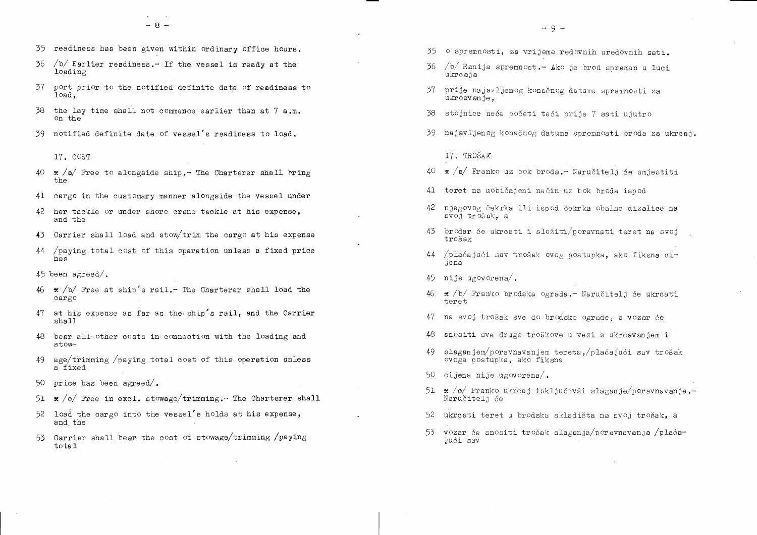35 readiness has been given within ordinary office hours.

36 /b/ Earlier readiness.- If the vessel is ready at the loading

37 port prior to the notified definite date of readiness to load,

38 the lay time shall not commence earlier than at 7 a.m. on the

39 notified definite date of vessel's readiness to load.

17. COST

40 x /a/ Free to alongside ship.- The Charterer shall bring the

41 cargo in the customary manner alongside the vessel under

42 her tackle or under shore crane tackle at his expense, and the

43 Carrier shall load and stow/trim the cargo at his expense

44 /paying total cost of this operation unless a fixed price has

45 been agreed/.

46 x /b/ Free at ship's rail.- The Charterer shall load the cargo

47 at his expense as far as the ship's rail, and the Carrier shall

48 bear all other costs in connection with the loading and stow-

49 age/trimming /paying total cost of this operation unless a fixed

50 price has been agreed/.

51 x /c/ Free in excl. stowage/trimming.- The Charterer shall

52 load the cargo into the vessel's holds at his expense, and the

53 Carrier shall bear the cost of stowage/trimming /paying total

35 o spremnosti, za vrijeme redovnih uredovnih sati.

36 /b/ Ranija spremnost.- Ako je brod spreman u luci ukrcaja

37 prije najavljenog konačnog datuma spremnosti za ukrcavanje,

38 stojnice neće početi teći prije 7 sati ujutro

39 najavljenog konačnog datuma spremnosti broda za ukrcaj.

17. TROŠAK

40 x /a/ Franko uz bok broda.- Naručitelj će smjestiti

41 teret na uobičajeni način uz bok broda ispod

42 njegovog čekrka ili ispod čekrka obalne dizalice na svoj trošak, a

43 brodar će ukrcati i složiti/poravnati teret na svoj trošak

44 /plaćajući sav trošak ovog postupka, ako fiksna cijena

45 nije ugovorena/.

46 x /b/ Franko brodska ograda.- Naručitelj će ukrcati teret

47 na svoj trošak sve do brodske ograde, a vozar će

48 snositi sve druge troškove u vezi s ukrcavanjem i

49 slaganjem/poravnavanjem tereta,/plaćajući sav trošak ovoga postupka, ako fiksna

50 cijena nije ugovorena/.

51 x /c/ Franko ukrcaj isključivši slaganje/poravnavanje.- Naručitelj će

52 ukrcati teret u brodska skladišta na svoj trošak, a

53 vozar će snositi trošak slaganja/poravnavanja /plaćajući sav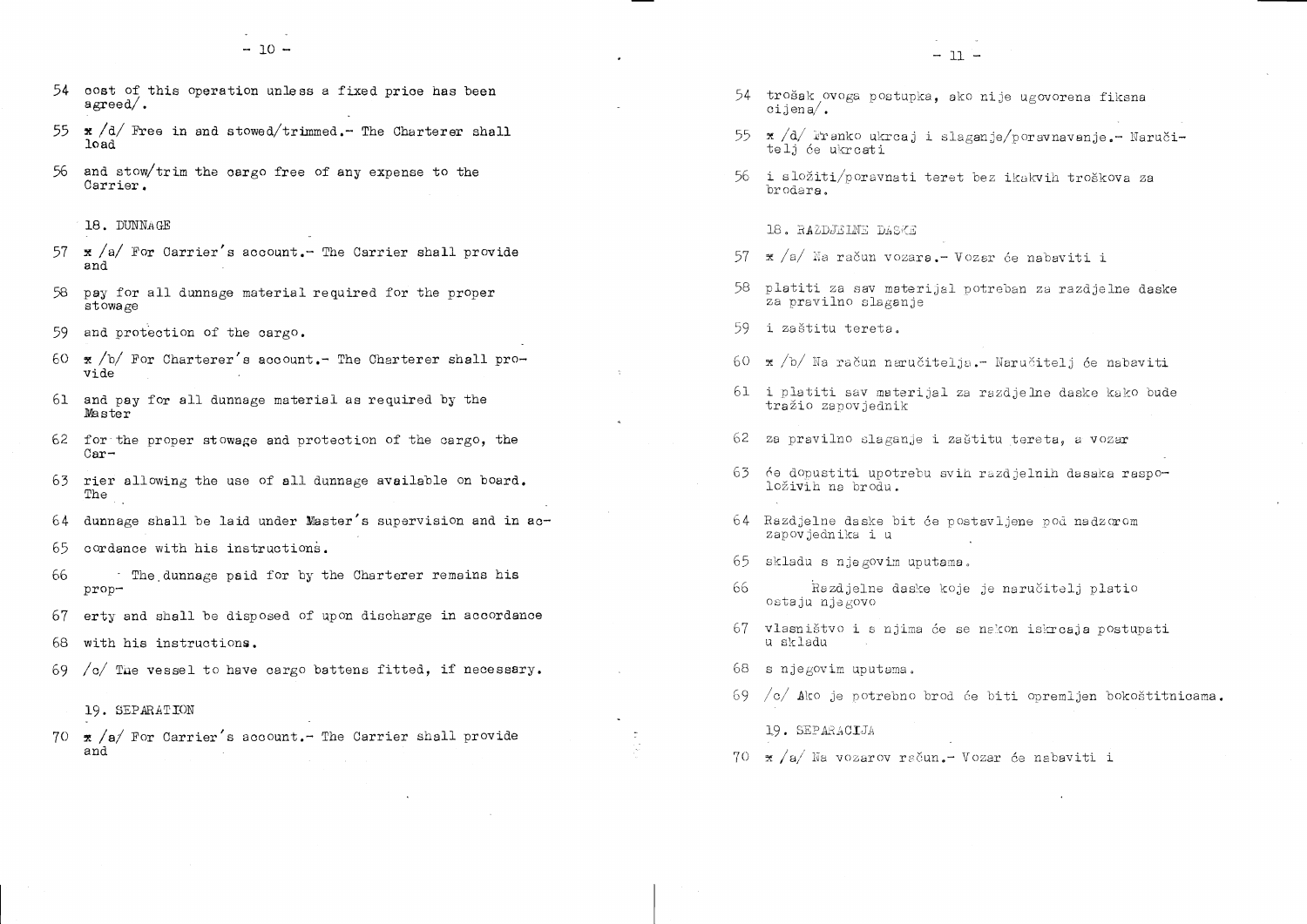54 cost of this operation unless a fixed price has been agreed/.

55 x /d/ Free in and stowed/trimmed.- The Charterer shall load

56 and stow/trim the cargo free of any expense to the Carrier.

18. DUNNAGE

57 x /a/ For Carrier's account.- The Carrier shall provide and

58 pay for all dunnage material required for the proper stowage

59 and protection of the cargo.

60 x /b/ For Charterer's account.- The Charterer shall provide

61 and pay for all dunnage material as required by the Master

62 for the proper stowage and protection of the cargo, the Car-

63 rier allowing the use of all dunnage available on board. The

64 dunnage shall be laid under Master's supervision and in ac-

65 cordance with his instructions.

66 The dunnage paid for by the Charterer remains his prop-

67 erty and shall be disposed of upon discharge in accordance

68 with his instructions.

69 /c/ The vessel to have cargo battens fitted, if necessary.

19. SEPARATION

70 x /a/ For Carrier's account.- The Carrier shall provide and

54 trošak ovoga postupka, ako nije ugovorena fiksna cijena/.

55 x /d/ Franko ukrcaj i slaganje/poravnavanje.- Naručitelj će ukrcati

56 i složiti/poravnati teret bez ikakvih troškova za brodara.

18. RAZDJELNE DASKE

57 x /a/ Na račun vozara.- Vozar će nabaviti i

58 platiti za sav materijal potreban za razdjelne daske za pravilno slaganje

59 i zaštitu tereta.

60 x /b/ Na račun naručitelja.- Naručitelj će nabaviti

61 i platiti sav materijal za razdjelne daske kako bude tražio zapovjednik

62 za pravilno slaganje i zaštitu tereta, a vozar

63 će dopustiti upotrebu svih razdjelnih dasaka raspoloživih na brodu.

64 Razdjelne daske bit će postavljene pod nadzorom zapovjednika i u

65 skladu s njegovim uputama.

66 Razdjelne daske koje je naručitelj platio ostaju njegovo

67 vlasništvo i s njima će se nakon iskrcaja postupati u skladu

68 s njegovim uputama.

69 /c/ Ako je potrebno brod će biti opremljen bokoštitnicama.

19. SEPARACIJA

70 x /a/ Na vozarov račun.- Vozar će nabaviti i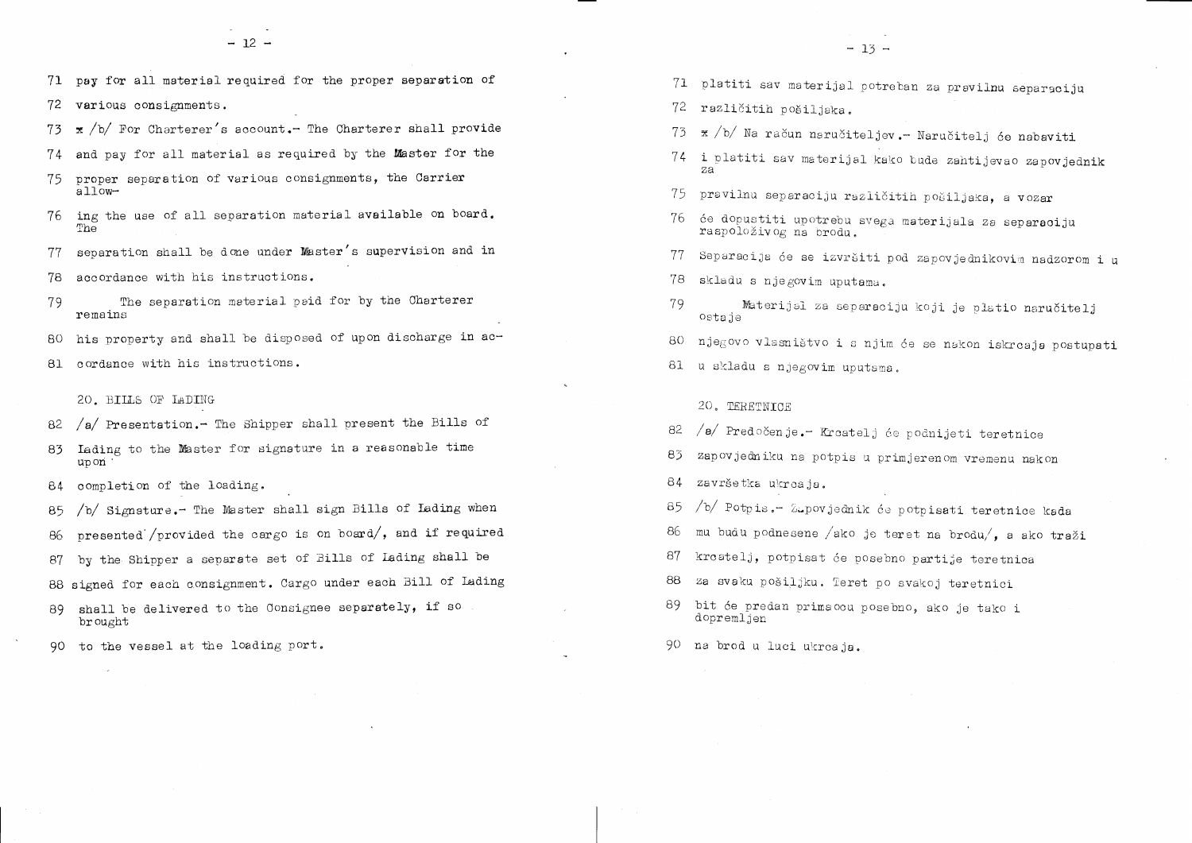71 pay for all material required for the proper separation of

72 various consignments.

73 x /b/ For Charterer's account.- The Charterer shall provide

74 and pay for all material as required by the Master for the

75 proper separation of various consignments, the Carrier allow-

76 ing the use of all separation material available on board. The

77 separation shall be done under Master's supervision and in

78 accordance with his instructions.

79 The separation material paid for by the Charterer remains

80 his property and shall be disposed of upon discharge in ac-

81 cordance with his instructions.

20. BILLS OF LADING

82 /a/ Presentation.- The Shipper shall present the Bills of

83 Lading to the Master for signature in a reasonable time upon

84 completion of the loading.

85 /b/ Signature.- The Master shall sign Bills of Lading when

86 presented /provided the cargo is on board/, and if required

87 by the Shipper a separate set of Bills of Lading shall be

88 signed for each consignment. Cargo under each Bill of Lading

89 shall be delivered to the Consignee separately, if so brought

90 to the vessel at the loading port.

71 platiti sav materijal potreban za pravilnu separaciju

72 različitih pošiljaka.

73 x /b/ Na račun naručiteljev.- Naručitelj će nabaviti

74 i platiti sav materijal kako bude zahtijevao zapovjednik za

75 pravilnu separaciju različitih pošiljaka, a vozar

76 će dopustiti upotrebu svega materijala za separaciju raspoloživog na brodu.

77 Separacija će se izvršiti pod zapovjednikovim nadzorom i u

78 skladu s njegovim uputama.

79 Materijal za separaciju koji je platio naručitelj ostaje

80 njegovo vlasništvo i s njim će se nakon iskrcaja postupati

81 u skladu s njegovim uputama.

20. TERETNICE

82 /a/ Predočenje.- Krcatelj će podnijeti teretnice

83 zapovjedniku na potpis u primjerenom vremenu nakon

84 završetka ukrcaja.

85 /b/ Potpis.- Zapovjednik će potpisati teretnice kada

86 mu budu podnesene /ako je teret na brodu/, a ako traži

87 krcatelj, potpisat će posebne partije teretnica

88 za svaku pošiljku. Teret po svakoj teretnici

89 bit će predan primaocu posebno, ako je tako i dopremljen

90 na brod u luci ukrcaja.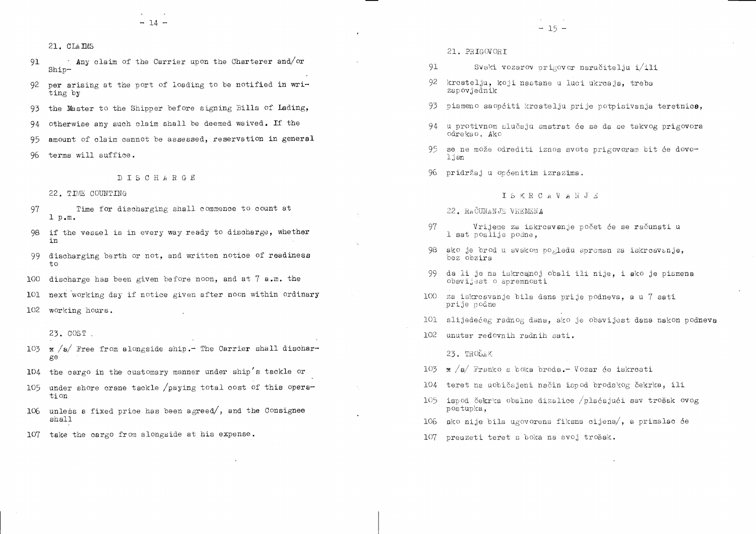21. CLAIMS

91 Any claim of the Carrier upon the Charterer and/or Ship-

92 per arising at the port of loading to be notified in writing by

93 the Master to the Shipper before signing Bills of Lading,

94 otherwise any such claim shall be deemed waived. If the

95 amount of claim cannot be assessed, reservation in general

96 terms will suffice.

## DISCHARGE

22. TIME COUNTING

97 Time for discharging shall commence to count at 1 p.m.

98 if the vessel is in every way ready to discharge, whether in

99 discharging berth or not, and written notice of readiness to

100 discharge has been given before noon, and at 7 a.m. the

101 next working day if notice given after noon within ordinary

102 working hours.

23. COST .

103 x /a/ Free from alongside ship.- The Carrier shall discharge

104 the cargo in the customary manner under ship's tackle or

105 under shore crane tackle /paying total cost of this operation

106 unless a fixed price has been agreed/, and the Consignee shall

107 take the cargo from alongside at his expense.

21. PRIGOVORI

91 Svaki vozarov prigovor naručitelju i/ili

92 krcatelju, koji nastane u luci ukrcaja, treba zapovjednik

93 pismeno saopćiti krcatelju prije potpisivanja teretnice,

94 u protivnom slučaju smatrat će se da se takvog prigovora odrekao. Ako

95 se ne može odrediti iznos svote prigovoram bit će dovoljan

96 pridržaj u općenitim izrazima.

## ISKRCAVANJE

22. RAČUNANJE VREMENA

97 Vrijeme za iskrcavanje počet će se računati u 1 sat poslije podne,

98 ako je brod u svakom pogledu spreman za iskrcavanje, bez obzira

99 da li je na iskrcajnoj obali ili nije, i ako je pismena obavijest o spremnosti

100 za iskrcavanje bila dana prije podneva, a u 7 sati prije podne

101 slijedećeg radnog dana, ako je obavijest dana nakon podneva

102 unutar redovnih radnih sati.

23. TROŠAK

103 x /a/ Franko s boka broda.- Vozar će iskrcati

104 teret na uobičajeni način ispod brodskog čekrka, ili

105 ispod čekrka obalne dizalice /plaćajući sav trošak ovog postupka,

106 ako nije bila ugovorena fiksna cijena/, a primalac će

107 preuzeti teret s boka na svoj trošak.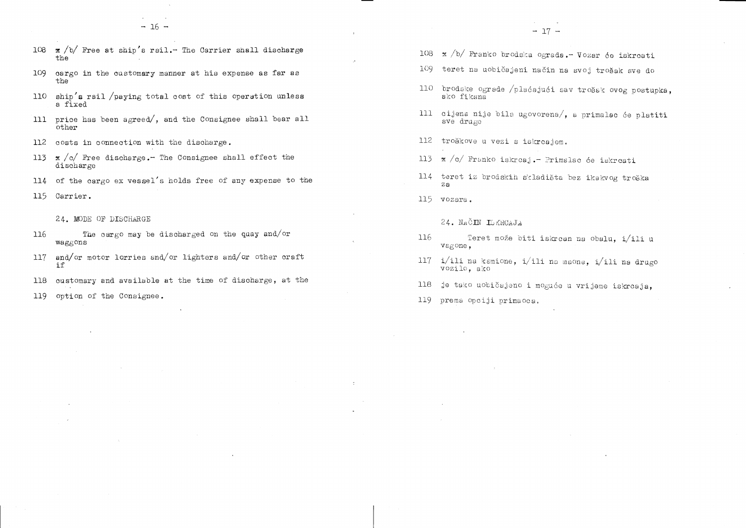108 * /b/ Free at ship's rail.- The Carrier shall discharge the

109 cargo in the customary manner at his expense as far as the

110 ship's rail /paying total cost of this operation unless a fixed

111 price has been agreed/, and the Consignee shall bear all other

112 costs in connection with the discharge.

113 * /c/ Free discharge.- The Consignee shall effect the discharge

114 of the cargo ex vessel's holds free of any expense to the

115 Carrier.

24. MODE OF DISCHARGE

116 The cargo may be discharged on the quay and/or waggons

117 and/or motor lorries and/or lighters and/or other craft if

118 customary and available at the time of discharge, at the

119 option of the Consignee.

108 * /b/ Franko brodska ograda.- Vozar će iskrcati

109 teret na uobičajeni način na svoj trošak sve do

110 brodske ograde /plaćajući sav trošak ovog postupka, ako fiksna

111 cijena nije bila ugovorena/, a primalac će platiti sve druge

112 troškove u vezi s iskrcajem.

113 * /c/ Franko iskrcaj.- Primalac će iskrcati

114 teret iz brodskih skladišta bez ikakvog troška za

115 vozara.

24. NAČIN ISKRCAJA

116 Teret može biti iskrcan na obalu, i/ili u vagone,

117 i/ili na kamione, i/ili na maone, i/ili na drugo vozilo, ako

118 je tako uobičajeno i moguće u vrijeme iskrcaja,

119 prema opciji primaoca.